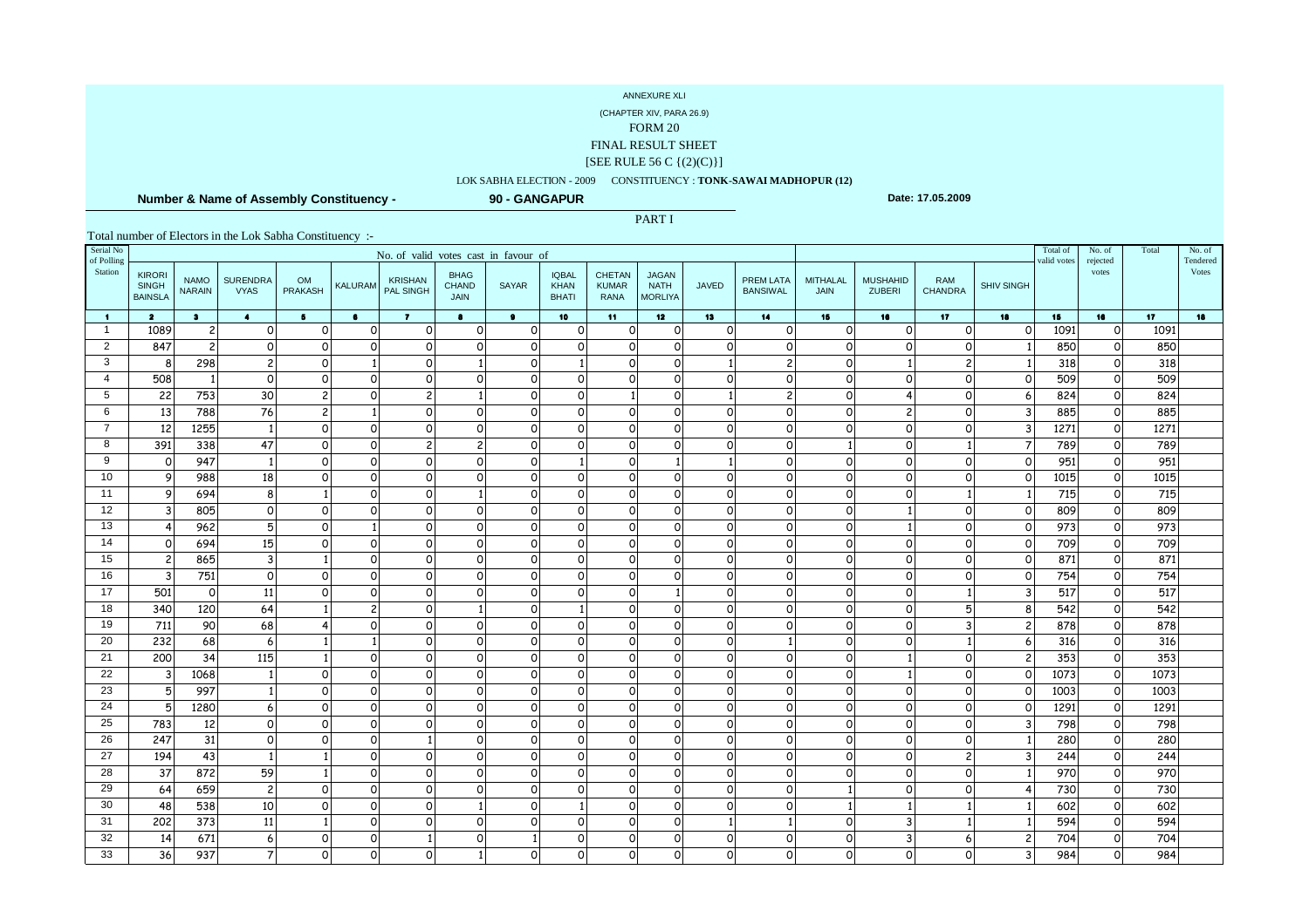ANNEXURE XLI

(CHAPTER XIV, PARA 26.9)

FORM 20

FINAL RESULT SHEET

[SEE RULE 56 C {(2)(C)}]

LOK SABHA ELECTION - 2009 CONSTITUENCY : **TONK-SAWAI MADHOPUR (12)**

**Number & Name of Assembly Constituency - 90 - GANGAPUR**

**Date: 17.05.2009**

PART I

Total number of Electors in the Lok Sabha Constituency :-

| Serial No of Polling Station | No. of valid votes cast in favour of | | | | | | | | | | | | | | | | | | Total of valid votes | No. of rejected votes | Total | No. of Tendered Votes |
|---|---|---|---|---|---|---|---|---|---|---|---|---|---|---|---|---|---|---|---|---|---|---|
| | KIRORI SINGH BAINSLA | NAMO NARAIN | SURENDRA VYAS | OM PRAKASH | KALURAM | KRISHAN PAL SINGH | BHAG CHAND JAIN | SAYAR | IQBAL KHAN BHATI | CHETAN KUMAR RANA | JAGAN NATH MORLIYA | JAVED | PREM LATA BANSIWAL | MITHALAL JAIN | MUSHAHID ZUBERI | RAM CHANDRA | SHIV SINGH | | | | |
| 1 | 2 | 3 | 4 | 5 | 6 | 7 | 8 | 9 | 10 | 11 | 12 | 13 | 14 | 15 | 16 | 17 | 18 | 15 | 16 | 17 | 18 |
| 1 | 1089 | 2 | 0 | 0 | 0 | 0 | 0 | 0 | 0 | 0 | 0 | 0 | 0 | 0 | 0 | 0 | 0 | 1091 | 0 | 1091 | |
| 2 | 847 | 2 | 0 | 0 | 0 | 0 | 0 | 0 | 0 | 0 | 0 | 0 | 0 | 0 | 0 | 0 | 1 | 850 | 0 | 850 | |
| 3 | 8 | 298 | 2 | 0 | 1 | 0 | 1 | 0 | 1 | 0 | 0 | 1 | 2 | 0 | 1 | 2 | 1 | 318 | 0 | 318 | |
| 4 | 508 | 1 | 0 | 0 | 0 | 0 | 0 | 0 | 0 | 0 | 0 | 0 | 0 | 0 | 0 | 0 | 0 | 509 | 0 | 509 | |
| 5 | 22 | 753 | 30 | 2 | 0 | 2 | 1 | 0 | 0 | 1 | 0 | 1 | 2 | 0 | 4 | 0 | 6 | 824 | 0 | 824 | |
| 6 | 13 | 788 | 76 | 2 | 1 | 0 | 0 | 0 | 0 | 0 | 0 | 0 | 0 | 0 | 2 | 0 | 3 | 885 | 0 | 885 | |
| 7 | 12 | 1255 | 1 | 0 | 0 | 0 | 0 | 0 | 0 | 0 | 0 | 0 | 0 | 0 | 0 | 0 | 3 | 1271 | 0 | 1271 | |
| 8 | 391 | 338 | 47 | 0 | 0 | 2 | 2 | 0 | 0 | 0 | 0 | 0 | 0 | 1 | 0 | 1 | 7 | 789 | 0 | 789 | |
| 9 | 0 | 947 | 1 | 0 | 0 | 0 | 0 | 0 | 1 | 0 | 1 | 1 | 0 | 0 | 0 | 0 | 0 | 951 | 0 | 951 | |
| 10 | 9 | 988 | 18 | 0 | 0 | 0 | 0 | 0 | 0 | 0 | 0 | 0 | 0 | 0 | 0 | 0 | 0 | 1015 | 0 | 1015 | |
| 11 | 9 | 694 | 8 | 1 | 0 | 0 | 1 | 0 | 0 | 0 | 0 | 0 | 0 | 0 | 0 | 1 | 1 | 715 | 0 | 715 | |
| 12 | 3 | 805 | 0 | 0 | 0 | 0 | 0 | 0 | 0 | 0 | 0 | 0 | 0 | 0 | 1 | 0 | 0 | 809 | 0 | 809 | |
| 13 | 4 | 962 | 5 | 0 | 1 | 0 | 0 | 0 | 0 | 0 | 0 | 0 | 0 | 0 | 1 | 0 | 0 | 973 | 0 | 973 | |
| 14 | 0 | 694 | 15 | 0 | 0 | 0 | 0 | 0 | 0 | 0 | 0 | 0 | 0 | 0 | 0 | 0 | 0 | 709 | 0 | 709 | |
| 15 | 2 | 865 | 3 | 1 | 0 | 0 | 0 | 0 | 0 | 0 | 0 | 0 | 0 | 0 | 0 | 0 | 0 | 871 | 0 | 871 | |
| 16 | 3 | 751 | 0 | 0 | 0 | 0 | 0 | 0 | 0 | 0 | 0 | 0 | 0 | 0 | 0 | 0 | 0 | 754 | 0 | 754 | |
| 17 | 501 | 0 | 11 | 0 | 0 | 0 | 0 | 0 | 0 | 0 | 1 | 0 | 0 | 0 | 0 | 1 | 3 | 517 | 0 | 517 | |
| 18 | 340 | 120 | 64 | 1 | 2 | 0 | 1 | 0 | 1 | 0 | 0 | 0 | 0 | 0 | 0 | 5 | 8 | 542 | 0 | 542 | |
| 19 | 711 | 90 | 68 | 4 | 0 | 0 | 0 | 0 | 0 | 0 | 0 | 0 | 0 | 0 | 0 | 3 | 2 | 878 | 0 | 878 | |
| 20 | 232 | 68 | 6 | 1 | 1 | 0 | 0 | 0 | 0 | 0 | 0 | 0 | 1 | 0 | 0 | 1 | 6 | 316 | 0 | 316 | |
| 21 | 200 | 34 | 115 | 1 | 0 | 0 | 0 | 0 | 0 | 0 | 0 | 0 | 0 | 0 | 1 | 0 | 2 | 353 | 0 | 353 | |
| 22 | 3 | 1068 | 1 | 0 | 0 | 0 | 0 | 0 | 0 | 0 | 0 | 0 | 0 | 0 | 1 | 0 | 0 | 1073 | 0 | 1073 | |
| 23 | 5 | 997 | 1 | 0 | 0 | 0 | 0 | 0 | 0 | 0 | 0 | 0 | 0 | 0 | 0 | 0 | 0 | 1003 | 0 | 1003 | |
| 24 | 5 | 1280 | 6 | 0 | 0 | 0 | 0 | 0 | 0 | 0 | 0 | 0 | 0 | 0 | 0 | 0 | 0 | 1291 | 0 | 1291 | |
| 25 | 783 | 12 | 0 | 0 | 0 | 0 | 0 | 0 | 0 | 0 | 0 | 0 | 0 | 0 | 0 | 0 | 3 | 798 | 0 | 798 | |
| 26 | 247 | 31 | 0 | 0 | 0 | 1 | 0 | 0 | 0 | 0 | 0 | 0 | 0 | 0 | 0 | 0 | 1 | 280 | 0 | 280 | |
| 27 | 194 | 43 | 1 | 1 | 0 | 0 | 0 | 0 | 0 | 0 | 0 | 0 | 0 | 0 | 0 | 2 | 3 | 244 | 0 | 244 | |
| 28 | 37 | 872 | 59 | 1 | 0 | 0 | 0 | 0 | 0 | 0 | 0 | 0 | 0 | 0 | 0 | 0 | 1 | 970 | 0 | 970 | |
| 29 | 64 | 659 | 2 | 0 | 0 | 0 | 0 | 0 | 0 | 0 | 0 | 0 | 0 | 1 | 0 | 0 | 4 | 730 | 0 | 730 | |
| 30 | 48 | 538 | 10 | 0 | 0 | 0 | 1 | 0 | 1 | 0 | 0 | 0 | 0 | 1 | 1 | 1 | 1 | 602 | 0 | 602 | |
| 31 | 202 | 373 | 11 | 1 | 0 | 0 | 0 | 0 | 0 | 0 | 0 | 1 | 1 | 0 | 3 | 1 | 1 | 594 | 0 | 594 | |
| 32 | 14 | 671 | 6 | 0 | 0 | 1 | 0 | 1 | 0 | 0 | 0 | 0 | 0 | 0 | 3 | 6 | 2 | 704 | 0 | 704 | |
| 33 | 36 | 937 | 7 | 0 | 0 | 0 | 1 | 0 | 0 | 0 | 0 | 0 | 0 | 0 | 0 | 0 | 3 | 984 | 0 | 984 | |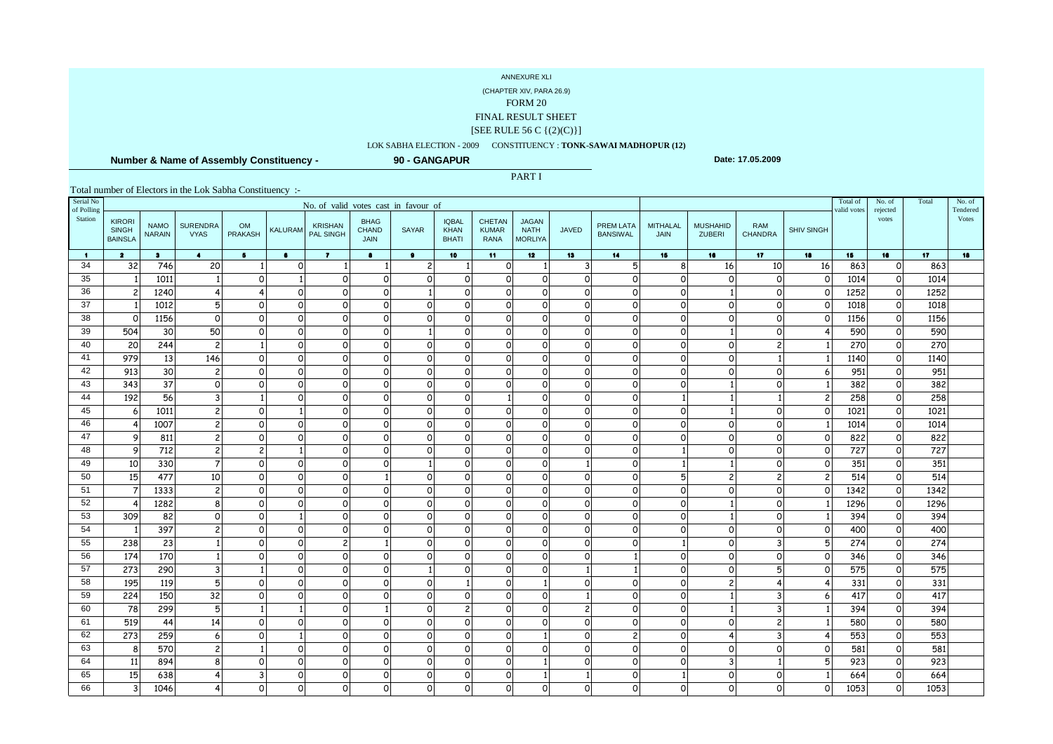ANNEXURE XLI

(CHAPTER XIV, PARA 26.9)

FORM 20

FINAL RESULT SHEET

[SEE RULE 56 C {(2)(C)}]

LOK SABHA ELECTION - 2009 CONSTITUENCY : **TONK-SAWAI MADHOPUR (12)**

**Number & Name of Assembly Constituency - 90 - GANGAPUR** **Date: 17.05.2009**

PART I

Total number of Electors in the Lok Sabha Constituency :-

| Serial No of Polling Station | No. of valid votes cast in favour of | | | | | | | | | | | | | | | | | | Total of valid votes | No. of rejected votes | Total | No. of Tendered Votes |
|---|---|---|---|---|---|---|---|---|---|---|---|---|---|---|---|---|---|---|---|---|---|---|
| | KIRORI SINGH BAINSLA | NAMO NARAIN | SURENDRA VYAS | OM PRAKASH | KALURAM | KRISHAN PAL SINGH | BHAG CHAND JAIN | SAYAR | IQBAL KHAN BHATI | CHETAN KUMAR RANA | JAGAN NATH MORLIYA | JAVED | PREM LATA BANSIWAL | MITHALAL JAIN | MUSHAHID ZUBERI | RAM CHANDRA | SHIV SINGH | | | | | |
| 1 | 2 | 3 | 4 | 5 | 6 | 7 | 8 | 9 | 10 | 11 | 12 | 13 | 14 | 15 | 16 | 17 | 18 | 15 | 16 | 17 | 18 |
| 34 | 32 | 746 | 20 | 1 | 0 | 1 | 1 | 2 | 1 | 0 | 1 | 3 | 5 | 8 | 16 | 10 | 16 | 863 | 0 | 863 | |
| 35 | 1 | 1011 | 1 | 0 | 1 | 0 | 0 | 0 | 0 | 0 | 0 | 0 | 0 | 0 | 0 | 0 | 0 | 1014 | 0 | 1014 | |
| 36 | 2 | 1240 | 4 | 4 | 0 | 0 | 0 | 1 | 0 | 0 | 0 | 0 | 0 | 0 | 1 | 0 | 0 | 1252 | 0 | 1252 | |
| 37 | 1 | 1012 | 5 | 0 | 0 | 0 | 0 | 0 | 0 | 0 | 0 | 0 | 0 | 0 | 0 | 0 | 0 | 1018 | 0 | 1018 | |
| 38 | 0 | 1156 | 0 | 0 | 0 | 0 | 0 | 0 | 0 | 0 | 0 | 0 | 0 | 0 | 0 | 0 | 0 | 1156 | 0 | 1156 | |
| 39 | 504 | 30 | 50 | 0 | 0 | 0 | 0 | 1 | 0 | 0 | 0 | 0 | 0 | 0 | 1 | 0 | 4 | 590 | 0 | 590 | |
| 40 | 20 | 244 | 2 | 1 | 0 | 0 | 0 | 0 | 0 | 0 | 0 | 0 | 0 | 0 | 0 | 2 | 1 | 270 | 0 | 270 | |
| 41 | 979 | 13 | 146 | 0 | 0 | 0 | 0 | 0 | 0 | 0 | 0 | 0 | 0 | 0 | 0 | 1 | 1 | 1140 | 0 | 1140 | |
| 42 | 913 | 30 | 2 | 0 | 0 | 0 | 0 | 0 | 0 | 0 | 0 | 0 | 0 | 0 | 0 | 0 | 6 | 951 | 0 | 951 | |
| 43 | 343 | 37 | 0 | 0 | 0 | 0 | 0 | 0 | 0 | 0 | 0 | 0 | 0 | 0 | 1 | 0 | 1 | 382 | 0 | 382 | |
| 44 | 192 | 56 | 3 | 1 | 0 | 0 | 0 | 0 | 0 | 1 | 0 | 0 | 0 | 1 | 1 | 1 | 2 | 258 | 0 | 258 | |
| 45 | 6 | 1011 | 2 | 0 | 1 | 0 | 0 | 0 | 0 | 0 | 0 | 0 | 0 | 0 | 1 | 0 | 0 | 1021 | 0 | 1021 | |
| 46 | 4 | 1007 | 2 | 0 | 0 | 0 | 0 | 0 | 0 | 0 | 0 | 0 | 0 | 0 | 0 | 0 | 1 | 1014 | 0 | 1014 | |
| 47 | 9 | 811 | 2 | 0 | 0 | 0 | 0 | 0 | 0 | 0 | 0 | 0 | 0 | 0 | 0 | 0 | 0 | 822 | 0 | 822 | |
| 48 | 9 | 712 | 2 | 2 | 1 | 0 | 0 | 0 | 0 | 0 | 0 | 0 | 0 | 1 | 0 | 0 | 0 | 727 | 0 | 727 | |
| 49 | 10 | 330 | 7 | 0 | 0 | 0 | 0 | 1 | 0 | 0 | 0 | 1 | 0 | 1 | 1 | 0 | 0 | 351 | 0 | 351 | |
| 50 | 15 | 477 | 10 | 0 | 0 | 0 | 1 | 0 | 0 | 0 | 0 | 0 | 0 | 5 | 2 | 2 | 2 | 514 | 0 | 514 | |
| 51 | 7 | 1333 | 2 | 0 | 0 | 0 | 0 | 0 | 0 | 0 | 0 | 0 | 0 | 0 | 0 | 0 | 0 | 1342 | 0 | 1342 | |
| 52 | 4 | 1282 | 8 | 0 | 0 | 0 | 0 | 0 | 0 | 0 | 0 | 0 | 0 | 0 | 1 | 0 | 1 | 1296 | 0 | 1296 | |
| 53 | 309 | 82 | 0 | 0 | 1 | 0 | 0 | 0 | 0 | 0 | 0 | 0 | 0 | 0 | 1 | 0 | 1 | 394 | 0 | 394 | |
| 54 | 1 | 397 | 2 | 0 | 0 | 0 | 0 | 0 | 0 | 0 | 0 | 0 | 0 | 0 | 0 | 0 | 0 | 400 | 0 | 400 | |
| 55 | 238 | 23 | 1 | 0 | 0 | 2 | 1 | 0 | 0 | 0 | 0 | 0 | 0 | 1 | 0 | 3 | 5 | 274 | 0 | 274 | |
| 56 | 174 | 170 | 1 | 0 | 0 | 0 | 0 | 0 | 0 | 0 | 0 | 0 | 1 | 0 | 0 | 0 | 0 | 346 | 0 | 346 | |
| 57 | 273 | 290 | 3 | 1 | 0 | 0 | 0 | 1 | 0 | 0 | 0 | 1 | 1 | 0 | 0 | 5 | 0 | 575 | 0 | 575 | |
| 58 | 195 | 119 | 5 | 0 | 0 | 0 | 0 | 0 | 1 | 0 | 1 | 0 | 0 | 0 | 2 | 4 | 4 | 331 | 0 | 331 | |
| 59 | 224 | 150 | 32 | 0 | 0 | 0 | 0 | 0 | 0 | 0 | 0 | 1 | 0 | 0 | 1 | 3 | 6 | 417 | 0 | 417 | |
| 60 | 78 | 299 | 5 | 1 | 1 | 0 | 1 | 0 | 2 | 0 | 0 | 2 | 0 | 0 | 1 | 3 | 1 | 394 | 0 | 394 | |
| 61 | 519 | 44 | 14 | 0 | 0 | 0 | 0 | 0 | 0 | 0 | 0 | 0 | 0 | 0 | 0 | 2 | 1 | 580 | 0 | 580 | |
| 62 | 273 | 259 | 6 | 0 | 1 | 0 | 0 | 0 | 0 | 0 | 1 | 0 | 2 | 0 | 4 | 3 | 4 | 553 | 0 | 553 | |
| 63 | 8 | 570 | 2 | 1 | 0 | 0 | 0 | 0 | 0 | 0 | 0 | 0 | 0 | 0 | 0 | 0 | 0 | 581 | 0 | 581 | |
| 64 | 11 | 894 | 8 | 0 | 0 | 0 | 0 | 0 | 0 | 0 | 1 | 0 | 0 | 0 | 3 | 1 | 5 | 923 | 0 | 923 | |
| 65 | 15 | 638 | 4 | 3 | 0 | 0 | 0 | 0 | 0 | 0 | 1 | 1 | 0 | 1 | 0 | 0 | 1 | 664 | 0 | 664 | |
| 66 | 3 | 1046 | 4 | 0 | 0 | 0 | 0 | 0 | 0 | 0 | 0 | 0 | 0 | 0 | 0 | 0 | 0 | 1053 | 0 | 1053 | |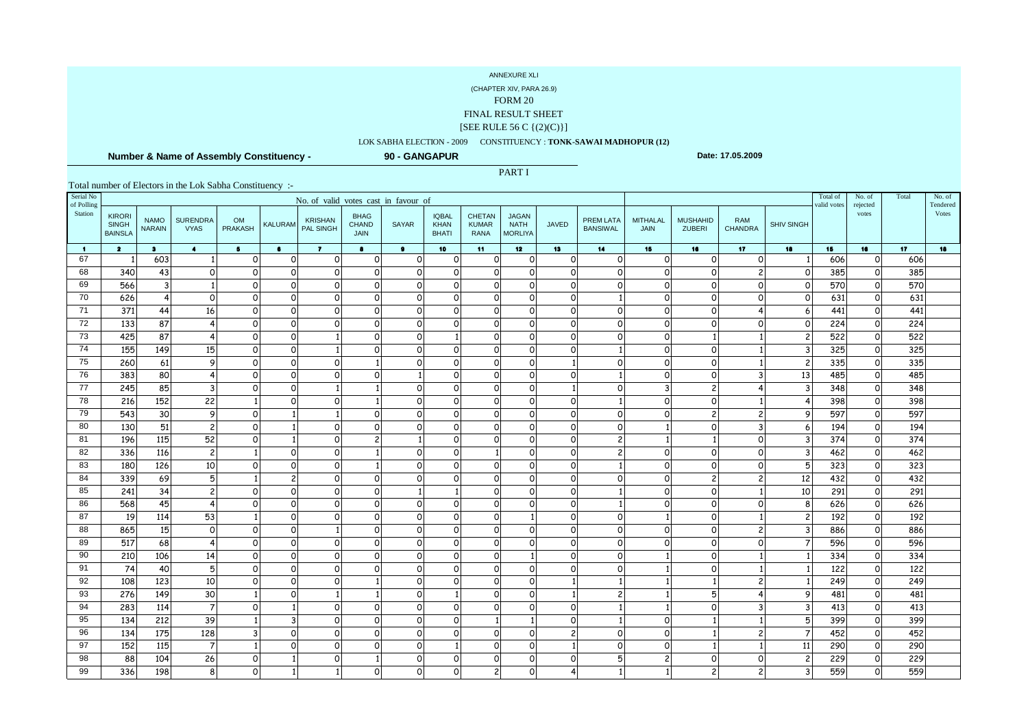ANNEXURE XLI

(CHAPTER XIV, PARA 26.9)

FORM 20

FINAL RESULT SHEET

[SEE RULE 56 C {(2)(C)}]

LOK SABHA ELECTION - 2009 CONSTITUENCY : **TONK-SAWAI MADHOPUR (12)**

**Number & Name of Assembly Constituency - 90 - GANGAPUR** **Date: 17.05.2009**

PART I

Total number of Electors in the Lok Sabha Constituency :-

| Serial No of Polling Station | No. of valid votes cast in favour of | | | | | | | | | | | | | | | | | Total of valid votes | No. of rejected votes | Total | No. of Tendered Votes |
|---|---|---|---|---|---|---|---|---|---|---|---|---|---|---|---|---|---|---|---|---|---|
| | KIRORI SINGH BAINSLA | NAMO NARAIN | SURENDRA VYAS | OM PRAKASH | KALURAM | KRISHAN PAL SINGH | BHAG CHAND JAIN | SAYAR | IQBAL KHAN BHATI | CHETAN KUMAR RANA | JAGAN NATH MORLIYA | JAVED | PREM LATA BANSIWAL | MITHALAL JAIN | MUSHAHID ZUBERI | RAM CHANDRA | SHIV SINGH | | | | |
| 1 | 2 | 3 | 4 | 5 | 6 | 7 | 8 | 9 | 10 | 11 | 12 | 13 | 14 | 15 | 16 | 17 | 18 | 15 | 16 | 17 | 18 |
| 67 | 1 | 603 | 1 | 0 | 0 | 0 | 0 | 0 | 0 | 0 | 0 | 0 | 0 | 0 | 0 | 0 | 1 | 606 | 0 | 606 | |
| 68 | 340 | 43 | 0 | 0 | 0 | 0 | 0 | 0 | 0 | 0 | 0 | 0 | 0 | 0 | 0 | 2 | 0 | 385 | 0 | 385 | |
| 69 | 566 | 3 | 1 | 0 | 0 | 0 | 0 | 0 | 0 | 0 | 0 | 0 | 0 | 0 | 0 | 0 | 0 | 570 | 0 | 570 | |
| 70 | 626 | 4 | 0 | 0 | 0 | 0 | 0 | 0 | 0 | 0 | 0 | 0 | 1 | 0 | 0 | 0 | 0 | 631 | 0 | 631 | |
| 71 | 371 | 44 | 16 | 0 | 0 | 0 | 0 | 0 | 0 | 0 | 0 | 0 | 0 | 0 | 0 | 4 | 6 | 441 | 0 | 441 | |
| 72 | 133 | 87 | 4 | 0 | 0 | 0 | 0 | 0 | 0 | 0 | 0 | 0 | 0 | 0 | 0 | 0 | 0 | 224 | 0 | 224 | |
| 73 | 425 | 87 | 4 | 0 | 0 | 1 | 0 | 0 | 1 | 0 | 0 | 0 | 0 | 0 | 1 | 1 | 2 | 522 | 0 | 522 | |
| 74 | 155 | 149 | 15 | 0 | 0 | 1 | 0 | 0 | 0 | 0 | 0 | 0 | 1 | 0 | 0 | 1 | 3 | 325 | 0 | 325 | |
| 75 | 260 | 61 | 9 | 0 | 0 | 0 | 1 | 0 | 0 | 0 | 0 | 1 | 0 | 0 | 0 | 1 | 2 | 335 | 0 | 335 | |
| 76 | 383 | 80 | 4 | 0 | 0 | 0 | 0 | 1 | 0 | 0 | 0 | 0 | 1 | 0 | 0 | 3 | 13 | 485 | 0 | 485 | |
| 77 | 245 | 85 | 3 | 0 | 0 | 1 | 1 | 0 | 0 | 0 | 0 | 1 | 0 | 3 | 2 | 4 | 3 | 348 | 0 | 348 | |
| 78 | 216 | 152 | 22 | 1 | 0 | 0 | 1 | 0 | 0 | 0 | 0 | 0 | 1 | 0 | 0 | 1 | 4 | 398 | 0 | 398 | |
| 79 | 543 | 30 | 9 | 0 | 1 | 1 | 0 | 0 | 0 | 0 | 0 | 0 | 0 | 0 | 2 | 2 | 9 | 597 | 0 | 597 | |
| 80 | 130 | 51 | 2 | 0 | 1 | 0 | 0 | 0 | 0 | 0 | 0 | 0 | 0 | 1 | 0 | 3 | 6 | 194 | 0 | 194 | |
| 81 | 196 | 115 | 52 | 0 | 1 | 0 | 2 | 1 | 0 | 0 | 0 | 0 | 2 | 1 | 1 | 0 | 3 | 374 | 0 | 374 | |
| 82 | 336 | 116 | 2 | 1 | 0 | 0 | 1 | 0 | 0 | 1 | 0 | 0 | 2 | 0 | 0 | 0 | 3 | 462 | 0 | 462 | |
| 83 | 180 | 126 | 10 | 0 | 0 | 0 | 1 | 0 | 0 | 0 | 0 | 0 | 1 | 0 | 0 | 0 | 5 | 323 | 0 | 323 | |
| 84 | 339 | 69 | 5 | 1 | 2 | 0 | 0 | 0 | 0 | 0 | 0 | 0 | 0 | 0 | 2 | 2 | 12 | 432 | 0 | 432 | |
| 85 | 241 | 34 | 2 | 0 | 0 | 0 | 0 | 1 | 1 | 0 | 0 | 0 | 1 | 0 | 0 | 1 | 10 | 291 | 0 | 291 | |
| 86 | 568 | 45 | 4 | 0 | 0 | 0 | 0 | 0 | 0 | 0 | 0 | 0 | 1 | 0 | 0 | 0 | 8 | 626 | 0 | 626 | |
| 87 | 19 | 114 | 53 | 1 | 0 | 0 | 0 | 0 | 0 | 0 | 1 | 0 | 0 | 1 | 0 | 1 | 2 | 192 | 0 | 192 | |
| 88 | 865 | 15 | 0 | 0 | 0 | 1 | 0 | 0 | 0 | 0 | 0 | 0 | 0 | 0 | 0 | 2 | 3 | 886 | 0 | 886 | |
| 89 | 517 | 68 | 4 | 0 | 0 | 0 | 0 | 0 | 0 | 0 | 0 | 0 | 0 | 0 | 0 | 0 | 7 | 596 | 0 | 596 | |
| 90 | 210 | 106 | 14 | 0 | 0 | 0 | 0 | 0 | 0 | 0 | 1 | 0 | 0 | 1 | 0 | 1 | 1 | 334 | 0 | 334 | |
| 91 | 74 | 40 | 5 | 0 | 0 | 0 | 0 | 0 | 0 | 0 | 0 | 0 | 0 | 1 | 0 | 1 | 1 | 122 | 0 | 122 | |
| 92 | 108 | 123 | 10 | 0 | 0 | 0 | 1 | 0 | 0 | 0 | 0 | 1 | 1 | 1 | 1 | 2 | 1 | 249 | 0 | 249 | |
| 93 | 276 | 149 | 30 | 1 | 0 | 1 | 1 | 0 | 1 | 0 | 0 | 1 | 2 | 1 | 5 | 4 | 9 | 481 | 0 | 481 | |
| 94 | 283 | 114 | 7 | 0 | 1 | 0 | 0 | 0 | 0 | 0 | 0 | 0 | 1 | 1 | 0 | 3 | 3 | 413 | 0 | 413 | |
| 95 | 134 | 212 | 39 | 1 | 3 | 0 | 0 | 0 | 0 | 1 | 1 | 0 | 1 | 0 | 1 | 1 | 5 | 399 | 0 | 399 | |
| 96 | 134 | 175 | 128 | 3 | 0 | 0 | 0 | 0 | 0 | 0 | 0 | 2 | 0 | 0 | 1 | 2 | 7 | 452 | 0 | 452 | |
| 97 | 152 | 115 | 7 | 1 | 0 | 0 | 0 | 0 | 1 | 0 | 0 | 1 | 0 | 0 | 1 | 1 | 11 | 290 | 0 | 290 | |
| 98 | 88 | 104 | 26 | 0 | 1 | 0 | 1 | 0 | 0 | 0 | 0 | 0 | 5 | 2 | 0 | 0 | 2 | 229 | 0 | 229 | |
| 99 | 336 | 198 | 8 | 0 | 1 | 1 | 0 | 0 | 0 | 2 | 0 | 4 | 1 | 1 | 2 | 2 | 3 | 559 | 0 | 559 | |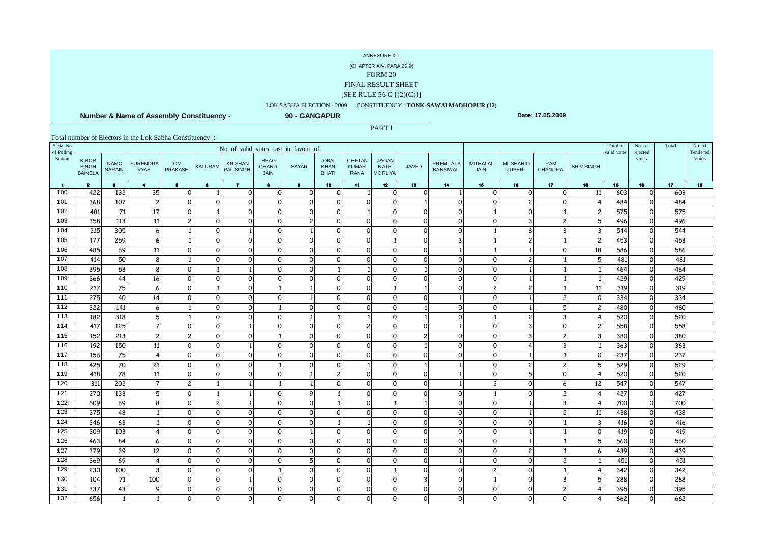ANNEXURE XLI

(CHAPTER XIV, PARA 26.9)

FORM 20

FINAL RESULT SHEET

[SEE RULE 56 C {(2)(C)}]

LOK SABHA ELECTION - 2009 CONSTITUENCY : **TONK-SAWAI MADHOPUR (12)**

**Number & Name of Assembly Constituency - 90 - GANGAPUR** **Date: 17.05.2009**

PART I

Total number of Electors in the Lok Sabha Constituency :-

| Serial No of Polling Station | No. of valid votes cast in favour of | | | | | | | | | | | | | | | | | | Total of valid votes | No. of rejected votes | Total | No. of Tendered Votes |
|---|---|---|---|---|---|---|---|---|---|---|---|---|---|---|---|---|---|---|---|---|---|---|
| | KIRORI SINGH BAINSLA | NAMO NARAIN | SURENDRA VYAS | OM PRAKASH | KALURAM | KRISHAN PAL SINGH | BHAG CHAND JAIN | SAYAR | IQBAL KHAN BHATI | CHETAN KUMAR RANA | JAGAN NATH MORLIYA | JAVED | PREM LATA BANSIWAL | MITHALAL JAIN | MUSHAHID ZUBERI | RAM CHANDRA | SHIV SINGH | | | | |
| 1 | 2 | 3 | 4 | 5 | 6 | 7 | 8 | 9 | 10 | 11 | 12 | 13 | 14 | 15 | 16 | 17 | 18 | 15 | 16 | 17 | 18 |
| 100 | 422 | 132 | 35 | 0 | 1 | 0 | 0 | 0 | 0 | 1 | 0 | 0 | 1 | 0 | 0 | 0 | 11 | 603 | 0 | 603 | |
| 101 | 368 | 107 | 2 | 0 | 0 | 0 | 0 | 0 | 0 | 0 | 0 | 1 | 0 | 0 | 2 | 0 | 4 | 484 | 0 | 484 | |
| 102 | 481 | 71 | 17 | 0 | 1 | 0 | 0 | 0 | 0 | 1 | 0 | 0 | 0 | 1 | 0 | 1 | 2 | 575 | 0 | 575 | |
| 103 | 358 | 113 | 11 | 2 | 0 | 0 | 0 | 2 | 0 | 0 | 0 | 0 | 0 | 0 | 3 | 2 | 5 | 496 | 0 | 496 | |
| 104 | 215 | 305 | 6 | 1 | 0 | 1 | 0 | 1 | 0 | 0 | 0 | 0 | 0 | 1 | 8 | 3 | 3 | 544 | 0 | 544 | |
| 105 | 177 | 259 | 6 | 1 | 0 | 0 | 0 | 0 | 0 | 0 | 1 | 0 | 3 | 1 | 2 | 1 | 2 | 453 | 0 | 453 | |
| 106 | 485 | 69 | 11 | 0 | 0 | 0 | 0 | 0 | 0 | 0 | 0 | 0 | 1 | 1 | 1 | 0 | 18 | 586 | 0 | 586 | |
| 107 | 414 | 50 | 8 | 1 | 0 | 0 | 0 | 0 | 0 | 0 | 0 | 0 | 0 | 0 | 2 | 1 | 5 | 481 | 0 | 481 | |
| 108 | 395 | 53 | 8 | 0 | 1 | 1 | 0 | 0 | 1 | 1 | 0 | 1 | 0 | 0 | 1 | 1 | 1 | 464 | 0 | 464 | |
| 109 | 366 | 44 | 16 | 0 | 0 | 0 | 0 | 0 | 0 | 0 | 0 | 0 | 0 | 0 | 1 | 1 | 1 | 429 | 0 | 429 | |
| 110 | 217 | 75 | 6 | 0 | 1 | 0 | 1 | 1 | 0 | 0 | 1 | 1 | 0 | 2 | 2 | 1 | 11 | 319 | 0 | 319 | |
| 111 | 275 | 40 | 14 | 0 | 0 | 0 | 0 | 1 | 0 | 0 | 0 | 0 | 1 | 0 | 1 | 2 | 0 | 334 | 0 | 334 | |
| 112 | 322 | 141 | 6 | 1 | 0 | 0 | 1 | 0 | 0 | 0 | 0 | 1 | 0 | 0 | 1 | 5 | 2 | 480 | 0 | 480 | |
| 113 | 182 | 318 | 5 | 1 | 0 | 0 | 0 | 1 | 1 | 1 | 0 | 1 | 0 | 1 | 2 | 3 | 4 | 520 | 0 | 520 | |
| 114 | 417 | 125 | 7 | 0 | 0 | 1 | 0 | 0 | 0 | 2 | 0 | 0 | 1 | 0 | 3 | 0 | 2 | 558 | 0 | 558 | |
| 115 | 152 | 213 | 2 | 2 | 0 | 0 | 1 | 0 | 0 | 0 | 0 | 2 | 0 | 0 | 3 | 2 | 3 | 380 | 0 | 380 | |
| 116 | 192 | 150 | 11 | 0 | 0 | 1 | 0 | 0 | 0 | 0 | 0 | 1 | 0 | 0 | 4 | 3 | 1 | 363 | 0 | 363 | |
| 117 | 156 | 75 | 4 | 0 | 0 | 0 | 0 | 0 | 0 | 0 | 0 | 0 | 0 | 0 | 1 | 1 | 0 | 237 | 0 | 237 | |
| 118 | 425 | 70 | 21 | 0 | 0 | 0 | 1 | 0 | 0 | 1 | 0 | 1 | 1 | 0 | 2 | 2 | 5 | 529 | 0 | 529 | |
| 119 | 418 | 78 | 11 | 0 | 0 | 0 | 0 | 1 | 2 | 0 | 0 | 0 | 1 | 0 | 5 | 0 | 4 | 520 | 0 | 520 | |
| 120 | 311 | 202 | 7 | 2 | 1 | 1 | 1 | 1 | 0 | 0 | 0 | 0 | 1 | 2 | 0 | 6 | 12 | 547 | 0 | 547 | |
| 121 | 270 | 133 | 5 | 0 | 1 | 1 | 0 | 9 | 1 | 0 | 0 | 0 | 0 | 1 | 0 | 2 | 4 | 427 | 0 | 427 | |
| 122 | 609 | 69 | 8 | 0 | 2 | 1 | 0 | 0 | 1 | 0 | 1 | 1 | 0 | 0 | 1 | 3 | 4 | 700 | 0 | 700 | |
| 123 | 375 | 48 | 1 | 0 | 0 | 0 | 0 | 0 | 0 | 0 | 0 | 0 | 0 | 0 | 1 | 2 | 11 | 438 | 0 | 438 | |
| 124 | 346 | 63 | 1 | 0 | 0 | 0 | 0 | 0 | 1 | 1 | 0 | 0 | 0 | 0 | 0 | 1 | 3 | 416 | 0 | 416 | |
| 125 | 309 | 103 | 4 | 0 | 0 | 0 | 0 | 1 | 0 | 0 | 0 | 0 | 0 | 0 | 1 | 1 | 0 | 419 | 0 | 419 | |
| 126 | 463 | 84 | 6 | 0 | 0 | 0 | 0 | 0 | 0 | 0 | 0 | 0 | 0 | 0 | 1 | 1 | 5 | 560 | 0 | 560 | |
| 127 | 379 | 39 | 12 | 0 | 0 | 0 | 0 | 0 | 0 | 0 | 0 | 0 | 0 | 0 | 2 | 1 | 6 | 439 | 0 | 439 | |
| 128 | 369 | 69 | 4 | 0 | 0 | 0 | 0 | 5 | 0 | 0 | 0 | 0 | 1 | 0 | 0 | 2 | 1 | 451 | 0 | 451 | |
| 129 | 230 | 100 | 3 | 0 | 0 | 0 | 1 | 0 | 0 | 0 | 1 | 0 | 0 | 2 | 0 | 1 | 4 | 342 | 0 | 342 | |
| 130 | 104 | 71 | 100 | 0 | 0 | 1 | 0 | 0 | 0 | 0 | 0 | 3 | 0 | 1 | 0 | 3 | 5 | 288 | 0 | 288 | |
| 131 | 337 | 43 | 9 | 0 | 0 | 0 | 0 | 0 | 0 | 0 | 0 | 0 | 0 | 0 | 0 | 2 | 4 | 395 | 0 | 395 | |
| 132 | 656 | 1 | 1 | 0 | 0 | 0 | 0 | 0 | 0 | 0 | 0 | 0 | 0 | 0 | 0 | 0 | 4 | 662 | 0 | 662 | |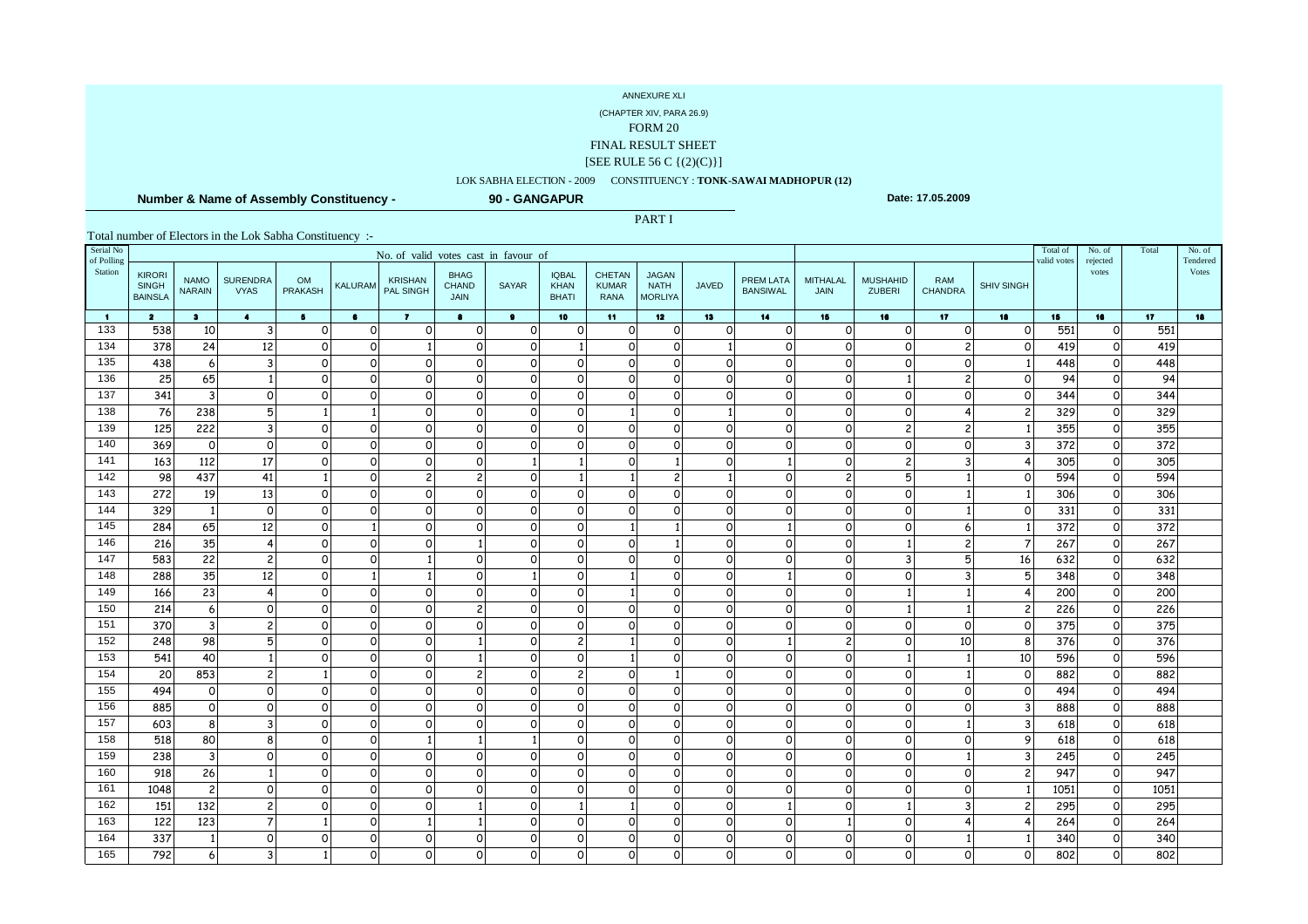ANNEXURE XLI

(CHAPTER XIV, PARA 26.9)

FORM 20

FINAL RESULT SHEET

[SEE RULE 56 C {(2)(C)}]

LOK SABHA ELECTION - 2009 CONSTITUENCY : **TONK-SAWAI MADHOPUR (12)**

**Number & Name of Assembly Constituency - 90 - GANGAPUR** **Date: 17.05.2009**

PART I

Total number of Electors in the Lok Sabha Constituency :-

| Serial No of Polling Station | No. of valid votes cast in favour of | | | | | | | | | | | | | | | | | | Total of valid votes | No. of rejected votes | Total | No. of Tendered Votes |
|---|---|---|---|---|---|---|---|---|---|---|---|---|---|---|---|---|---|---|---|---|---|---|
| | KIRORI SINGH BAINSLA | NAMO NARAIN | SURENDRA VYAS | OM PRAKASH | KALURAM | KRISHAN PAL SINGH | BHAG CHAND JAIN | SAYAR | IQBAL KHAN BHATI | CHETAN KUMAR RANA | JAGAN NATH MORLIYA | JAVED | PREM LATA BANSIWAL | MITHALAL JAIN | MUSHAHID ZUBERI | RAM CHANDRA | SHIV SINGH | | | | |
| 1 | 2 | 3 | 4 | 5 | 6 | 7 | 8 | 9 | 10 | 11 | 12 | 13 | 14 | 15 | 16 | 17 | 18 | 15 | 16 | 17 | 18 |
| 133 | 538 | 10 | 3 | 0 | 0 | 0 | 0 | 0 | 0 | 0 | 0 | 0 | 0 | 0 | 0 | 0 | 0 | 551 | 0 | 551 | |
| 134 | 378 | 24 | 12 | 0 | 0 | 1 | 0 | 0 | 1 | 0 | 0 | 1 | 0 | 0 | 0 | 2 | 0 | 419 | 0 | 419 | |
| 135 | 438 | 6 | 3 | 0 | 0 | 0 | 0 | 0 | 0 | 0 | 0 | 0 | 0 | 0 | 0 | 0 | 1 | 448 | 0 | 448 | |
| 136 | 25 | 65 | 1 | 0 | 0 | 0 | 0 | 0 | 0 | 0 | 0 | 0 | 0 | 0 | 1 | 2 | 0 | 94 | 0 | 94 | |
| 137 | 341 | 3 | 0 | 0 | 0 | 0 | 0 | 0 | 0 | 0 | 0 | 0 | 0 | 0 | 0 | 0 | 0 | 344 | 0 | 344 | |
| 138 | 76 | 238 | 5 | 1 | 1 | 0 | 0 | 0 | 0 | 1 | 0 | 1 | 0 | 0 | 0 | 4 | 2 | 329 | 0 | 329 | |
| 139 | 125 | 222 | 3 | 0 | 0 | 0 | 0 | 0 | 0 | 0 | 0 | 0 | 0 | 0 | 2 | 2 | 1 | 355 | 0 | 355 | |
| 140 | 369 | 0 | 0 | 0 | 0 | 0 | 0 | 0 | 0 | 0 | 0 | 0 | 0 | 0 | 0 | 0 | 3 | 372 | 0 | 372 | |
| 141 | 163 | 112 | 17 | 0 | 0 | 0 | 0 | 1 | 1 | 0 | 1 | 0 | 1 | 0 | 2 | 3 | 4 | 305 | 0 | 305 | |
| 142 | 98 | 437 | 41 | 1 | 0 | 2 | 2 | 0 | 1 | 1 | 2 | 1 | 0 | 2 | 5 | 1 | 0 | 594 | 0 | 594 | |
| 143 | 272 | 19 | 13 | 0 | 0 | 0 | 0 | 0 | 0 | 0 | 0 | 0 | 0 | 0 | 0 | 1 | 1 | 306 | 0 | 306 | |
| 144 | 329 | 1 | 0 | 0 | 0 | 0 | 0 | 0 | 0 | 0 | 0 | 0 | 0 | 0 | 0 | 1 | 0 | 331 | 0 | 331 | |
| 145 | 284 | 65 | 12 | 0 | 1 | 0 | 0 | 0 | 0 | 1 | 1 | 0 | 1 | 0 | 0 | 6 | 1 | 372 | 0 | 372 | |
| 146 | 216 | 35 | 4 | 0 | 0 | 0 | 1 | 0 | 0 | 0 | 1 | 0 | 0 | 0 | 1 | 2 | 7 | 267 | 0 | 267 | |
| 147 | 583 | 22 | 2 | 0 | 0 | 1 | 0 | 0 | 0 | 0 | 0 | 0 | 0 | 0 | 3 | 5 | 16 | 632 | 0 | 632 | |
| 148 | 288 | 35 | 12 | 0 | 1 | 1 | 0 | 1 | 0 | 1 | 0 | 0 | 1 | 0 | 0 | 3 | 5 | 348 | 0 | 348 | |
| 149 | 166 | 23 | 4 | 0 | 0 | 0 | 0 | 0 | 0 | 1 | 0 | 0 | 0 | 0 | 1 | 1 | 4 | 200 | 0 | 200 | |
| 150 | 214 | 6 | 0 | 0 | 0 | 0 | 2 | 0 | 0 | 0 | 0 | 0 | 0 | 0 | 1 | 1 | 2 | 226 | 0 | 226 | |
| 151 | 370 | 3 | 2 | 0 | 0 | 0 | 0 | 0 | 0 | 0 | 0 | 0 | 0 | 0 | 0 | 0 | 0 | 375 | 0 | 375 | |
| 152 | 248 | 98 | 5 | 0 | 0 | 0 | 1 | 0 | 2 | 1 | 0 | 0 | 1 | 2 | 0 | 10 | 8 | 376 | 0 | 376 | |
| 153 | 541 | 40 | 1 | 0 | 0 | 0 | 1 | 0 | 0 | 1 | 0 | 0 | 0 | 0 | 1 | 1 | 10 | 596 | 0 | 596 | |
| 154 | 20 | 853 | 2 | 1 | 0 | 0 | 2 | 0 | 2 | 0 | 1 | 0 | 0 | 0 | 0 | 1 | 0 | 882 | 0 | 882 | |
| 155 | 494 | 0 | 0 | 0 | 0 | 0 | 0 | 0 | 0 | 0 | 0 | 0 | 0 | 0 | 0 | 0 | 0 | 494 | 0 | 494 | |
| 156 | 885 | 0 | 0 | 0 | 0 | 0 | 0 | 0 | 0 | 0 | 0 | 0 | 0 | 0 | 0 | 0 | 3 | 888 | 0 | 888 | |
| 157 | 603 | 8 | 3 | 0 | 0 | 0 | 0 | 0 | 0 | 0 | 0 | 0 | 0 | 0 | 0 | 1 | 3 | 618 | 0 | 618 | |
| 158 | 518 | 80 | 8 | 0 | 0 | 1 | 1 | 1 | 0 | 0 | 0 | 0 | 0 | 0 | 0 | 0 | 9 | 618 | 0 | 618 | |
| 159 | 238 | 3 | 0 | 0 | 0 | 0 | 0 | 0 | 0 | 0 | 0 | 0 | 0 | 0 | 0 | 1 | 3 | 245 | 0 | 245 | |
| 160 | 918 | 26 | 1 | 0 | 0 | 0 | 0 | 0 | 0 | 0 | 0 | 0 | 0 | 0 | 0 | 0 | 2 | 947 | 0 | 947 | |
| 161 | 1048 | 2 | 0 | 0 | 0 | 0 | 0 | 0 | 0 | 0 | 0 | 0 | 0 | 0 | 0 | 0 | 1 | 1051 | 0 | 1051 | |
| 162 | 151 | 132 | 2 | 0 | 0 | 0 | 1 | 0 | 1 | 1 | 0 | 0 | 1 | 0 | 1 | 3 | 2 | 295 | 0 | 295 | |
| 163 | 122 | 123 | 7 | 1 | 0 | 1 | 1 | 0 | 0 | 0 | 0 | 0 | 0 | 1 | 0 | 4 | 4 | 264 | 0 | 264 | |
| 164 | 337 | 1 | 0 | 0 | 0 | 0 | 0 | 0 | 0 | 0 | 0 | 0 | 0 | 0 | 0 | 1 | 1 | 340 | 0 | 340 | |
| 165 | 792 | 6 | 3 | 1 | 0 | 0 | 0 | 0 | 0 | 0 | 0 | 0 | 0 | 0 | 0 | 0 | 0 | 802 | 0 | 802 | |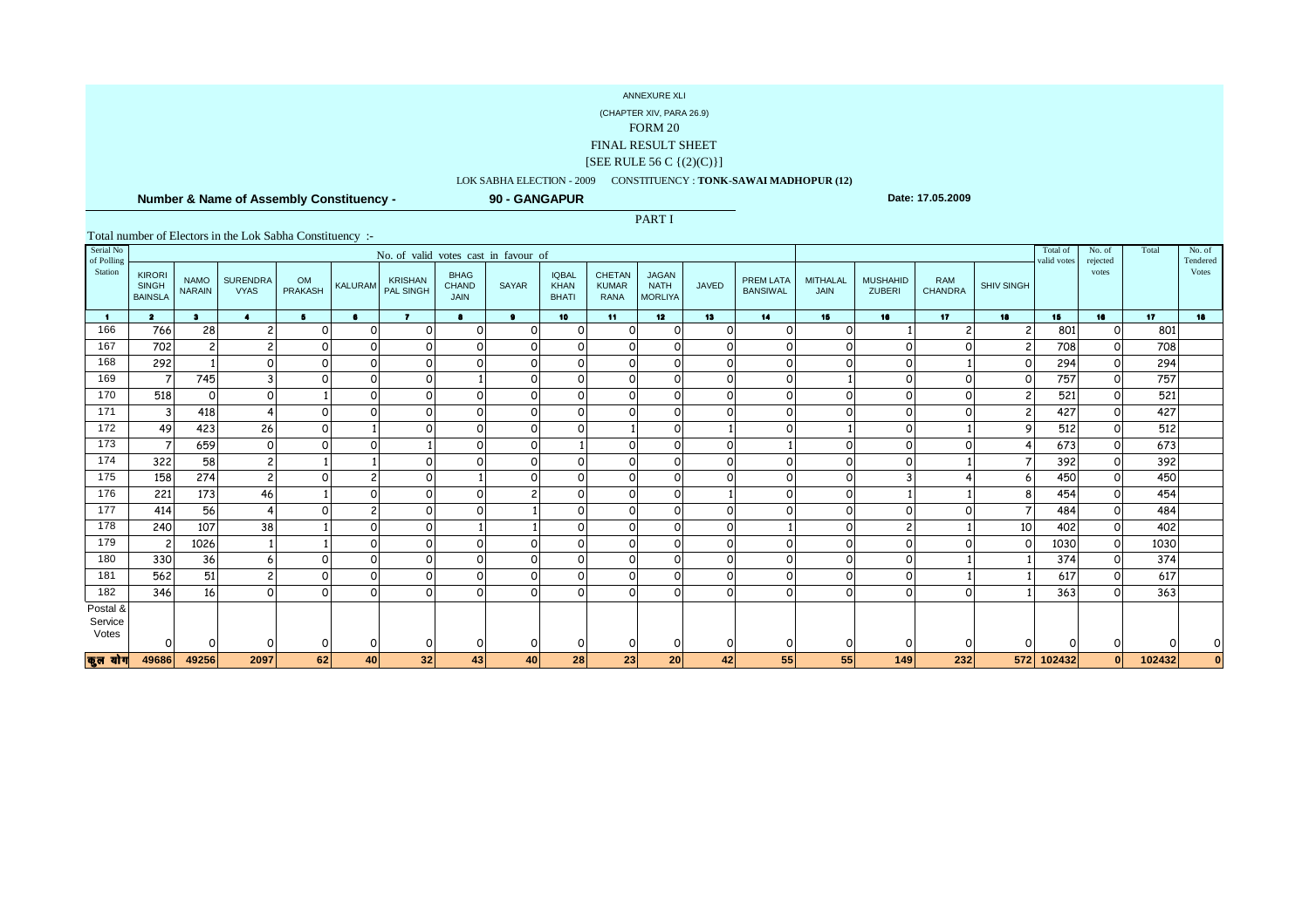ANNEXURE XLI

(CHAPTER XIV, PARA 26.9)

FORM 20

FINAL RESULT SHEET

[SEE RULE 56 C {(2)(C)}]

LOK SABHA ELECTION - 2009 CONSTITUENCY : **TONK-SAWAI MADHOPUR (12)**

**Number & Name of Assembly Constituency - 90 - GANGAPUR** **Date: 17.05.2009**

PART I

Total number of Electors in the Lok Sabha Constituency :-

| Serial No of Polling Station | No. of valid votes cast in favour of | | | | | | | | | | | | | | | | | | Total of valid votes | No. of rejected votes | Total | No. of Tendered Votes |
|---|---|---|---|---|---|---|---|---|---|---|---|---|---|---|---|---|---|---|---|---|---|---|
| | KIRORI SINGH BAINSLA | NAMO NARAIN | SURENDRA VYAS | OM PRAKASH | KALURAM | KRISHAN PAL SINGH | BHAG CHAND JAIN | SAYAR | IQBAL KHAN BHATI | CHETAN KUMAR RANA | JAGAN NATH MORLIYA | JAVED | PREM LATA BANSIWAL | MITHALAL JAIN | MUSHAHID ZUBERI | RAM CHANDRA | SHIV SINGH | | | | | |
| 1 | 2 | 3 | 4 | 5 | 6 | 7 | 8 | 9 | 10 | 11 | 12 | 13 | 14 | 15 | 16 | 17 | 18 | 15 | 16 | 17 | 18 |
| 166 | 766 | 28 | 2 | 0 | 0 | 0 | 0 | 0 | 0 | 0 | 0 | 0 | 0 | 0 | 1 | 2 | 2 | 801 | 0 | 801 | |
| 167 | 702 | 2 | 2 | 0 | 0 | 0 | 0 | 0 | 0 | 0 | 0 | 0 | 0 | 0 | 0 | 0 | 2 | 708 | 0 | 708 | |
| 168 | 292 | 1 | 0 | 0 | 0 | 0 | 0 | 0 | 0 | 0 | 0 | 0 | 0 | 0 | 0 | 1 | 0 | 294 | 0 | 294 | |
| 169 | 7 | 745 | 3 | 0 | 0 | 0 | 1 | 0 | 0 | 0 | 0 | 0 | 0 | 1 | 0 | 0 | 0 | 757 | 0 | 757 | |
| 170 | 518 | 0 | 0 | 1 | 0 | 0 | 0 | 0 | 0 | 0 | 0 | 0 | 0 | 0 | 0 | 0 | 2 | 521 | 0 | 521 | |
| 171 | 3 | 418 | 4 | 0 | 0 | 0 | 0 | 0 | 0 | 0 | 0 | 0 | 0 | 0 | 0 | 0 | 2 | 427 | 0 | 427 | |
| 172 | 49 | 423 | 26 | 0 | 1 | 0 | 0 | 0 | 0 | 1 | 0 | 1 | 0 | 1 | 0 | 1 | 9 | 512 | 0 | 512 | |
| 173 | 7 | 659 | 0 | 0 | 0 | 1 | 0 | 0 | 1 | 0 | 0 | 0 | 1 | 0 | 0 | 0 | 4 | 673 | 0 | 673 | |
| 174 | 322 | 58 | 2 | 1 | 1 | 0 | 0 | 0 | 0 | 0 | 0 | 0 | 0 | 0 | 0 | 1 | 7 | 392 | 0 | 392 | |
| 175 | 158 | 274 | 2 | 0 | 2 | 0 | 1 | 0 | 0 | 0 | 0 | 0 | 0 | 0 | 3 | 4 | 6 | 450 | 0 | 450 | |
| 176 | 221 | 173 | 46 | 1 | 0 | 0 | 0 | 2 | 0 | 0 | 0 | 1 | 0 | 0 | 1 | 1 | 8 | 454 | 0 | 454 | |
| 177 | 414 | 56 | 4 | 0 | 2 | 0 | 0 | 1 | 0 | 0 | 0 | 0 | 0 | 0 | 0 | 0 | 7 | 484 | 0 | 484 | |
| 178 | 240 | 107 | 38 | 1 | 0 | 0 | 1 | 1 | 0 | 0 | 0 | 0 | 1 | 0 | 2 | 1 | 10 | 402 | 0 | 402 | |
| 179 | 2 | 1026 | 1 | 1 | 0 | 0 | 0 | 0 | 0 | 0 | 0 | 0 | 0 | 0 | 0 | 0 | 0 | 1030 | 0 | 1030 | |
| 180 | 330 | 36 | 6 | 0 | 0 | 0 | 0 | 0 | 0 | 0 | 0 | 0 | 0 | 0 | 0 | 1 | 1 | 374 | 0 | 374 | |
| 181 | 562 | 51 | 2 | 0 | 0 | 0 | 0 | 0 | 0 | 0 | 0 | 0 | 0 | 0 | 0 | 1 | 1 | 617 | 0 | 617 | |
| 182 | 346 | 16 | 0 | 0 | 0 | 0 | 0 | 0 | 0 | 0 | 0 | 0 | 0 | 0 | 0 | 0 | 1 | 363 | 0 | 363 | |
| Postal & Service Votes | 0 | 0 | 0 | 0 | 0 | 0 | 0 | 0 | 0 | 0 | 0 | 0 | 0 | 0 | 0 | 0 | 0 | 0 | 0 | 0 | 0 |
| **कुल योग** | **49686** | **49256** | **2097** | **62** | **40** | **32** | **43** | **40** | **28** | **23** | **20** | **42** | **55** | **55** | **149** | **232** | **572** | **102432** | **0** | **102432** | **0** |